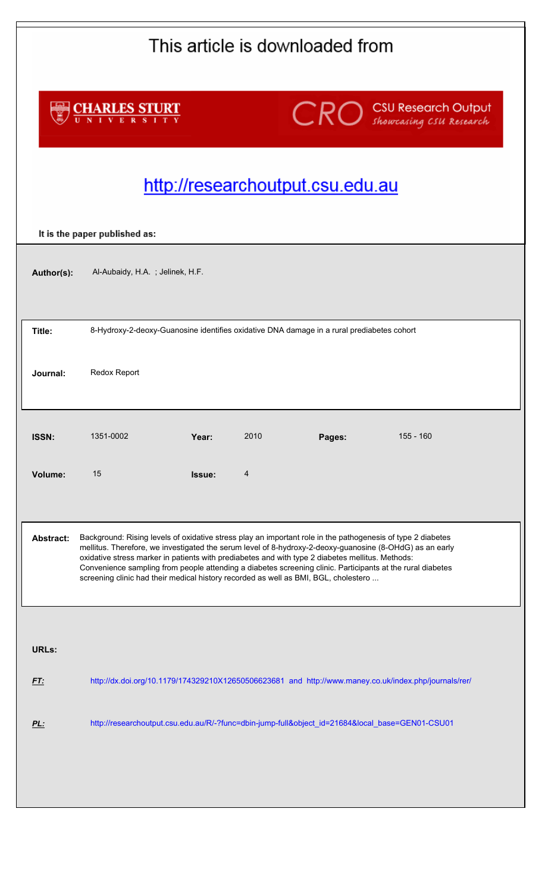This article is downloaded from

CHARLES STURT UNIVERSITY

CRO CSU Research Output *Showcasing CSU Research*

http://researchoutput.csu.edu.au

**It is the paper published as:**

| | |
|---|---|
| **Author(s):** | Al-Aubaidy, H.A. ; Jelinek, H.F. |
| **Title:** | 8-Hydroxy-2-deoxy-Guanosine identifies oxidative DNA damage in a rural prediabetes cohort |
| **Journal:** | Redox Report |

| | | | | | |
|---|---|---|---|---|---|
| **ISSN:** | 1351-0002 | **Year:** | 2010 | **Pages:** | 155 - 160 |
| **Volume:** | 15 | **Issue:** | 4 | | |

**Abstract:** Background: Rising levels of oxidative stress play an important role in the pathogenesis of type 2 diabetes mellitus. Therefore, we investigated the serum level of 8-hydroxy-2-deoxy-guanosine (8-OHdG) as an early oxidative stress marker in patients with prediabetes and with type 2 diabetes mellitus. Methods: Convenience sampling from people attending a diabetes screening clinic. Participants at the rural diabetes screening clinic had their medical history recorded as well as BMI, BGL, cholestero ...

**URLs:**

***FT:*** http://dx.doi.org/10.1179/174329210X12650506623681 and http://www.maney.co.uk/index.php/journals/rer/

***PL:*** http://researchoutput.csu.edu.au/R/-?func=dbin-jump-full&object_id=21684&local_base=GEN01-CSU01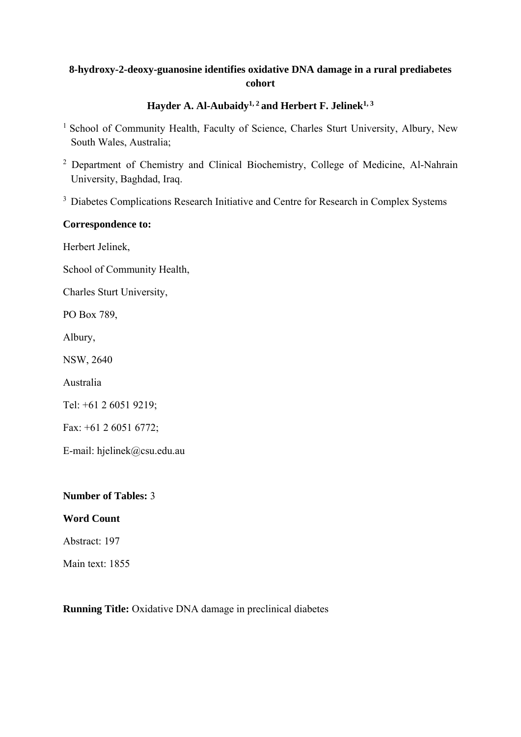**8-hydroxy-2-deoxy-guanosine identifies oxidative DNA damage in a rural prediabetes cohort**

**Hayder A. Al-Aubaidy[1, 2] and Herbert F. Jelinek[1, 3]**

[1] School of Community Health, Faculty of Science, Charles Sturt University, Albury, New South Wales, Australia;

[2] Department of Chemistry and Clinical Biochemistry, College of Medicine, Al-Nahrain University, Baghdad, Iraq.

[3] Diabetes Complications Research Initiative and Centre for Research in Complex Systems

**Correspondence to:**

Herbert Jelinek,

School of Community Health,

Charles Sturt University,

PO Box 789,

Albury,

NSW, 2640

Australia

Tel: +61 2 6051 9219;

Fax: +61 2 6051 6772;

E-mail: hjelinek@csu.edu.au

**Number of Tables:** 3

**Word Count**

Abstract: 197

Main text: 1855

**Running Title:** Oxidative DNA damage in preclinical diabetes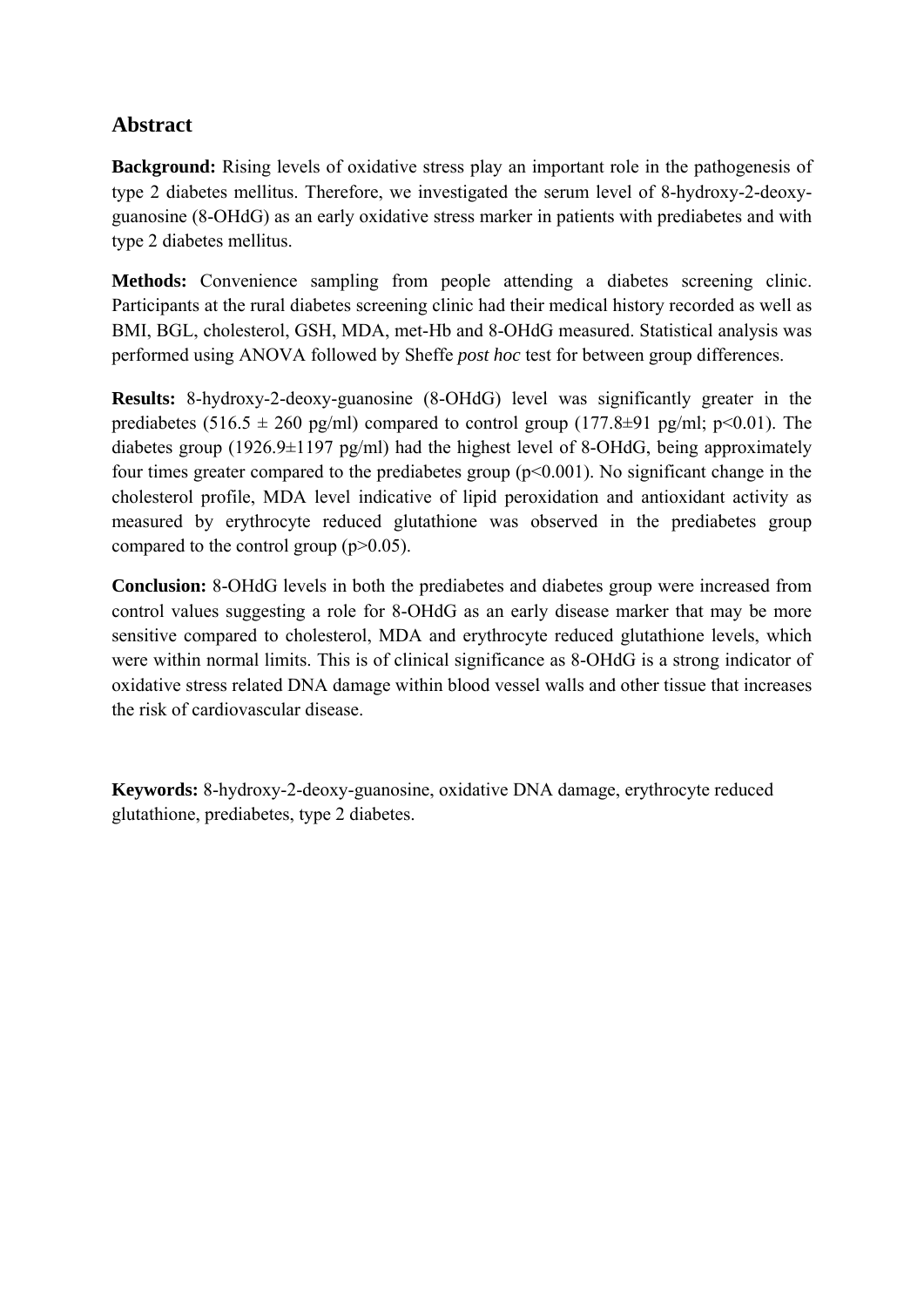## Abstract

**Background:** Rising levels of oxidative stress play an important role in the pathogenesis of type 2 diabetes mellitus. Therefore, we investigated the serum level of 8-hydroxy-2-deoxy-guanosine (8-OHdG) as an early oxidative stress marker in patients with prediabetes and with type 2 diabetes mellitus.

**Methods:** Convenience sampling from people attending a diabetes screening clinic. Participants at the rural diabetes screening clinic had their medical history recorded as well as BMI, BGL, cholesterol, GSH, MDA, met-Hb and 8-OHdG measured. Statistical analysis was performed using ANOVA followed by Sheffe *post hoc* test for between group differences.

**Results:** 8-hydroxy-2-deoxy-guanosine (8-OHdG) level was significantly greater in the prediabetes ($516.5 \pm 260$ pg/ml) compared to control group ($177.8 \pm 91$ pg/ml; $p<0.01$). The diabetes group ($1926.9 \pm 1197$ pg/ml) had the highest level of 8-OHdG, being approximately four times greater compared to the prediabetes group ($p<0.001$). No significant change in the cholesterol profile, MDA level indicative of lipid peroxidation and antioxidant activity as measured by erythrocyte reduced glutathione was observed in the prediabetes group compared to the control group ($p>0.05$).

**Conclusion:** 8-OHdG levels in both the prediabetes and diabetes group were increased from control values suggesting a role for 8-OHdG as an early disease marker that may be more sensitive compared to cholesterol, MDA and erythrocyte reduced glutathione levels, which were within normal limits. This is of clinical significance as 8-OHdG is a strong indicator of oxidative stress related DNA damage within blood vessel walls and other tissue that increases the risk of cardiovascular disease.

**Keywords:** 8-hydroxy-2-deoxy-guanosine, oxidative DNA damage, erythrocyte reduced glutathione, prediabetes, type 2 diabetes.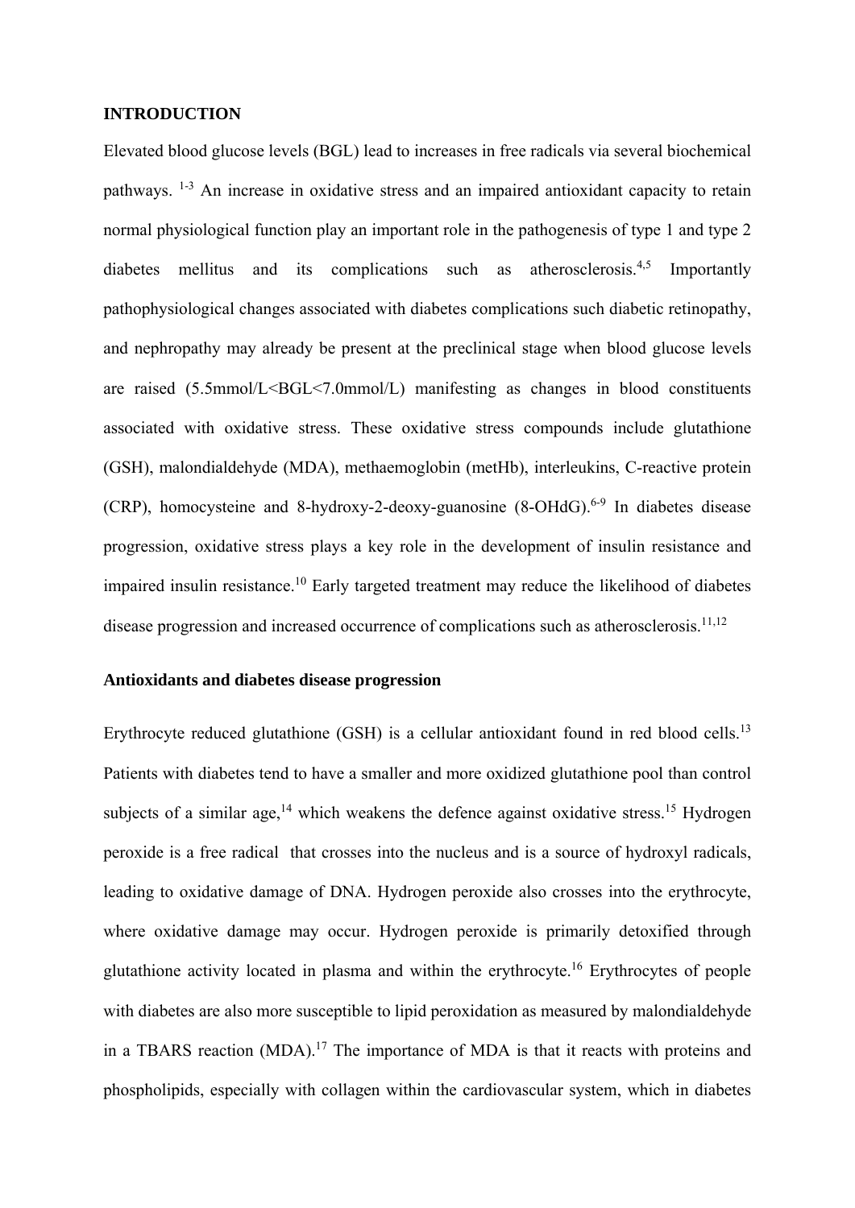## INTRODUCTION

Elevated blood glucose levels (BGL) lead to increases in free radicals via several biochemical pathways. [1-3] An increase in oxidative stress and an impaired antioxidant capacity to retain normal physiological function play an important role in the pathogenesis of type 1 and type 2 diabetes mellitus and its complications such as atherosclerosis.[4,5] Importantly pathophysiological changes associated with diabetes complications such diabetic retinopathy, and nephropathy may already be present at the preclinical stage when blood glucose levels are raised (5.5mmol/L<BGL<7.0mmol/L) manifesting as changes in blood constituents associated with oxidative stress. These oxidative stress compounds include glutathione (GSH), malondialdehyde (MDA), methaemoglobin (metHb), interleukins, C-reactive protein (CRP), homocysteine and 8-hydroxy-2-deoxy-guanosine (8-OHdG).[6-9] In diabetes disease progression, oxidative stress plays a key role in the development of insulin resistance and impaired insulin resistance.[10] Early targeted treatment may reduce the likelihood of diabetes disease progression and increased occurrence of complications such as atherosclerosis.[11,12]

### Antioxidants and diabetes disease progression

Erythrocyte reduced glutathione (GSH) is a cellular antioxidant found in red blood cells.[13] Patients with diabetes tend to have a smaller and more oxidized glutathione pool than control subjects of a similar age,[14] which weakens the defence against oxidative stress.[15] Hydrogen peroxide is a free radical that crosses into the nucleus and is a source of hydroxyl radicals, leading to oxidative damage of DNA. Hydrogen peroxide also crosses into the erythrocyte, where oxidative damage may occur. Hydrogen peroxide is primarily detoxified through glutathione activity located in plasma and within the erythrocyte.[16] Erythrocytes of people with diabetes are also more susceptible to lipid peroxidation as measured by malondialdehyde in a TBARS reaction (MDA).[17] The importance of MDA is that it reacts with proteins and phospholipids, especially with collagen within the cardiovascular system, which in diabetes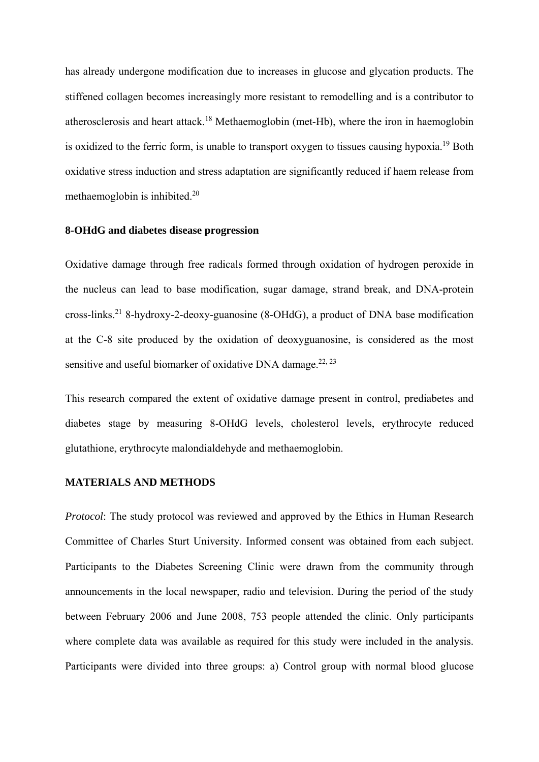has already undergone modification due to increases in glucose and glycation products. The stiffened collagen becomes increasingly more resistant to remodelling and is a contributor to atherosclerosis and heart attack.[18] Methaemoglobin (met-Hb), where the iron in haemoglobin is oxidized to the ferric form, is unable to transport oxygen to tissues causing hypoxia.[19] Both oxidative stress induction and stress adaptation are significantly reduced if haem release from methaemoglobin is inhibited.[20]

**8-OHdG and diabetes disease progression**

Oxidative damage through free radicals formed through oxidation of hydrogen peroxide in the nucleus can lead to base modification, sugar damage, strand break, and DNA-protein cross-links.[21] 8-hydroxy-2-deoxy-guanosine (8-OHdG), a product of DNA base modification at the C-8 site produced by the oxidation of deoxyguanosine, is considered as the most sensitive and useful biomarker of oxidative DNA damage.[22, 23]

This research compared the extent of oxidative damage present in control, prediabetes and diabetes stage by measuring 8-OHdG levels, cholesterol levels, erythrocyte reduced glutathione, erythrocyte malondialdehyde and methaemoglobin.

## MATERIALS AND METHODS

*Protocol*: The study protocol was reviewed and approved by the Ethics in Human Research Committee of Charles Sturt University. Informed consent was obtained from each subject. Participants to the Diabetes Screening Clinic were drawn from the community through announcements in the local newspaper, radio and television. During the period of the study between February 2006 and June 2008, 753 people attended the clinic. Only participants where complete data was available as required for this study were included in the analysis. Participants were divided into three groups: a) Control group with normal blood glucose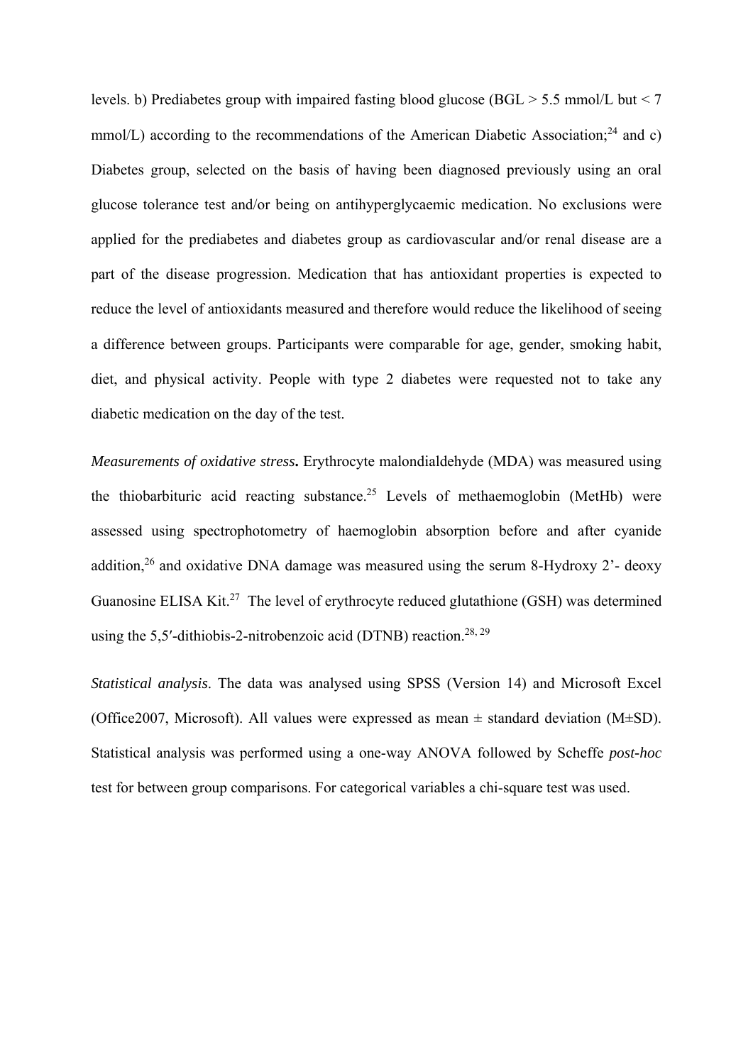levels. b) Prediabetes group with impaired fasting blood glucose (BGL > 5.5 mmol/L but < 7 mmol/L) according to the recommendations of the American Diabetic Association;[24] and c) Diabetes group, selected on the basis of having been diagnosed previously using an oral glucose tolerance test and/or being on antihyperglycaemic medication. No exclusions were applied for the prediabetes and diabetes group as cardiovascular and/or renal disease are a part of the disease progression. Medication that has antioxidant properties is expected to reduce the level of antioxidants measured and therefore would reduce the likelihood of seeing a difference between groups. Participants were comparable for age, gender, smoking habit, diet, and physical activity. People with type 2 diabetes were requested not to take any diabetic medication on the day of the test.

*Measurements of oxidative stress***.** Erythrocyte malondialdehyde (MDA) was measured using the thiobarbituric acid reacting substance.[25] Levels of methaemoglobin (MetHb) were assessed using spectrophotometry of haemoglobin absorption before and after cyanide addition,[26] and oxidative DNA damage was measured using the serum 8-Hydroxy 2'- deoxy Guanosine ELISA Kit.[27] The level of erythrocyte reduced glutathione (GSH) was determined using the 5,5′-dithiobis-2-nitrobenzoic acid (DTNB) reaction.[28, 29]

*Statistical analysis*. The data was analysed using SPSS (Version 14) and Microsoft Excel (Office2007, Microsoft). All values were expressed as mean ± standard deviation (M±SD). Statistical analysis was performed using a one-way ANOVA followed by Scheffe *post-hoc* test for between group comparisons. For categorical variables a chi-square test was used.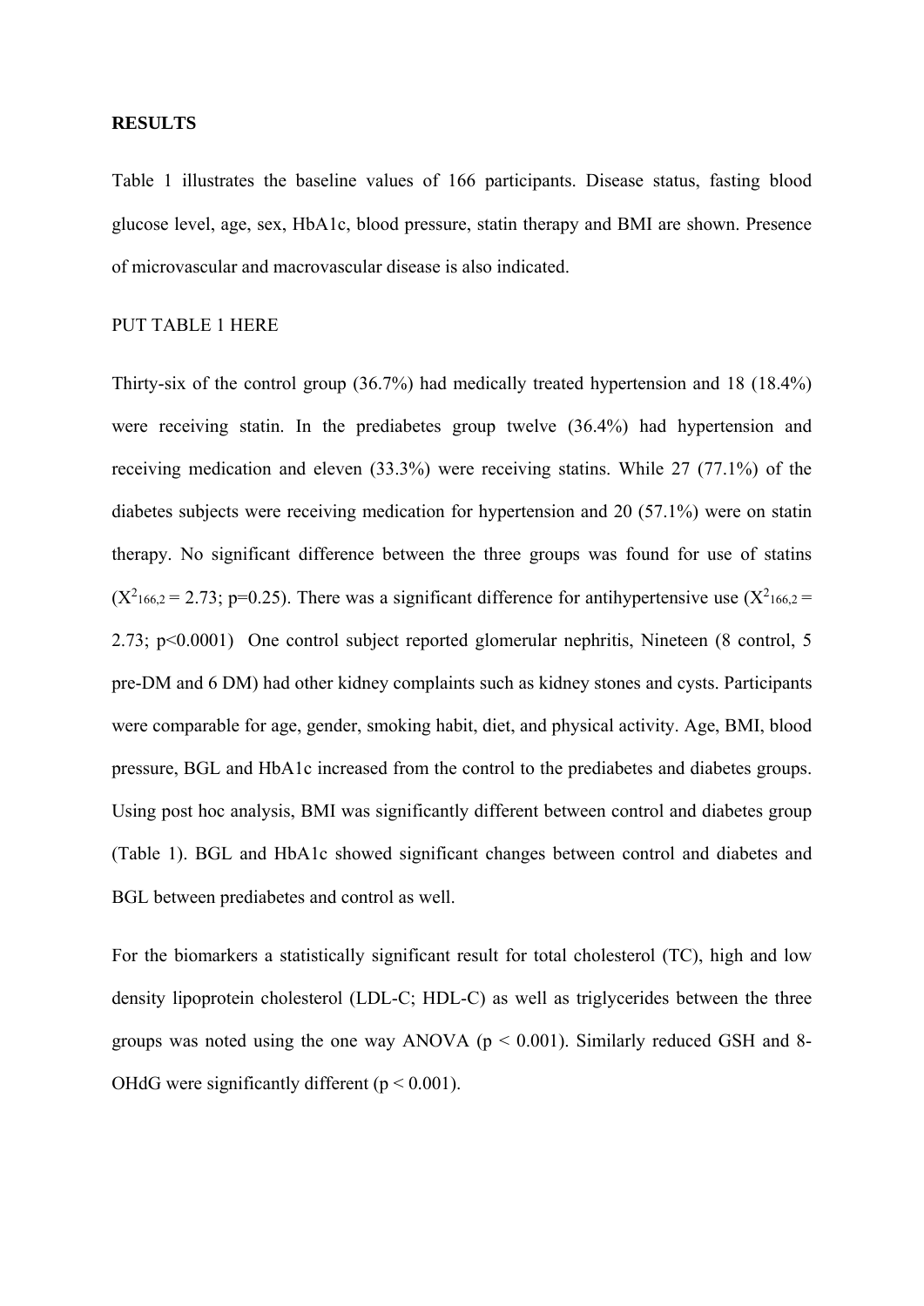**RESULTS**

Table 1 illustrates the baseline values of 166 participants. Disease status, fasting blood glucose level, age, sex, HbA1c, blood pressure, statin therapy and BMI are shown. Presence of microvascular and macrovascular disease is also indicated.

PUT TABLE 1 HERE

Thirty-six of the control group (36.7%) had medically treated hypertension and 18 (18.4%) were receiving statin. In the prediabetes group twelve (36.4%) had hypertension and receiving medication and eleven (33.3%) were receiving statins. While 27 (77.1%) of the diabetes subjects were receiving medication for hypertension and 20 (57.1%) were on statin therapy. No significant difference between the three groups was found for use of statins ($X^2_{166,2} = 2.73$; p=0.25). There was a significant difference for antihypertensive use ($X^2_{166,2} = 2.73$; p<0.0001) One control subject reported glomerular nephritis, Nineteen (8 control, 5 pre-DM and 6 DM) had other kidney complaints such as kidney stones and cysts. Participants were comparable for age, gender, smoking habit, diet, and physical activity. Age, BMI, blood pressure, BGL and HbA1c increased from the control to the prediabetes and diabetes groups. Using post hoc analysis, BMI was significantly different between control and diabetes group (Table 1). BGL and HbA1c showed significant changes between control and diabetes and BGL between prediabetes and control as well.

For the biomarkers a statistically significant result for total cholesterol (TC), high and low density lipoprotein cholesterol (LDL-C; HDL-C) as well as triglycerides between the three groups was noted using the one way ANOVA ($p < 0.001$). Similarly reduced GSH and 8-OHdG were significantly different ($p < 0.001$).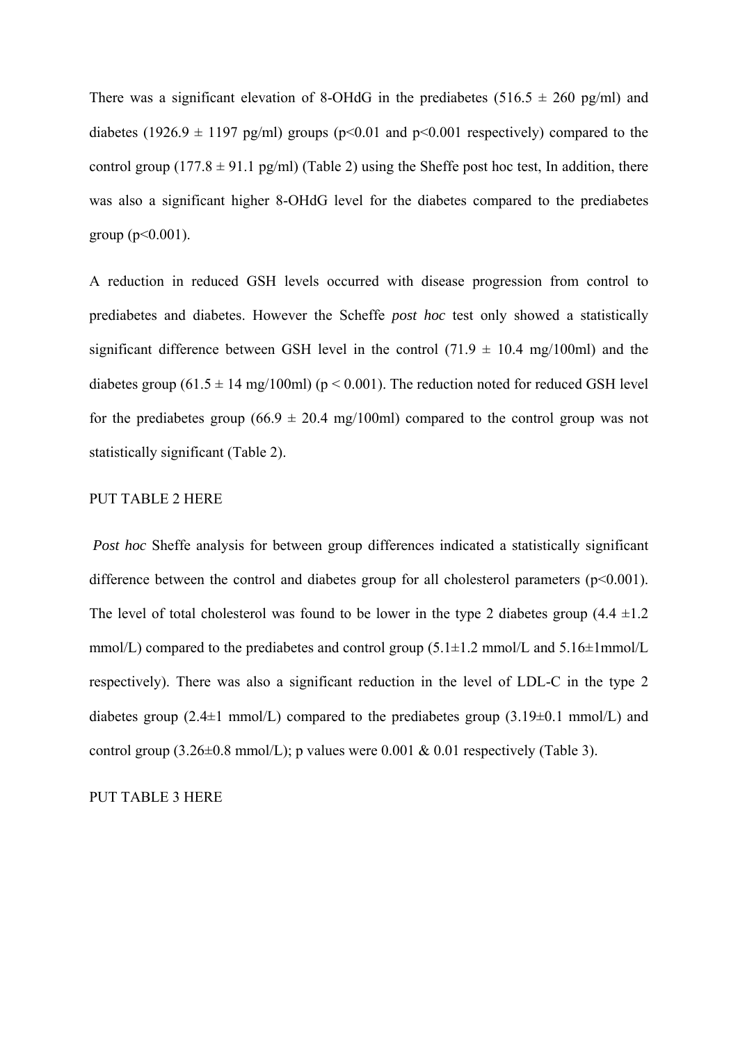There was a significant elevation of 8-OHdG in the prediabetes (516.5 ± 260 pg/ml) and diabetes (1926.9 ± 1197 pg/ml) groups ($p<0.01$ and $p<0.001$ respectively) compared to the control group (177.8 ± 91.1 pg/ml) (Table 2) using the Sheffe post hoc test, In addition, there was also a significant higher 8-OHdG level for the diabetes compared to the prediabetes group ($p<0.001$).

A reduction in reduced GSH levels occurred with disease progression from control to prediabetes and diabetes. However the Scheffe *post hoc* test only showed a statistically significant difference between GSH level in the control (71.9 ± 10.4 mg/100ml) and the diabetes group (61.5 ± 14 mg/100ml) ($p < 0.001$). The reduction noted for reduced GSH level for the prediabetes group (66.9 ± 20.4 mg/100ml) compared to the control group was not statistically significant (Table 2).

PUT TABLE 2 HERE

*Post hoc* Sheffe analysis for between group differences indicated a statistically significant difference between the control and diabetes group for all cholesterol parameters ($p<0.001$). The level of total cholesterol was found to be lower in the type 2 diabetes group (4.4 ±1.2 mmol/L) compared to the prediabetes and control group (5.1±1.2 mmol/L and 5.16±1mmol/L respectively). There was also a significant reduction in the level of LDL-C in the type 2 diabetes group (2.4±1 mmol/L) compared to the prediabetes group (3.19±0.1 mmol/L) and control group (3.26±0.8 mmol/L); p values were 0.001 & 0.01 respectively (Table 3).

PUT TABLE 3 HERE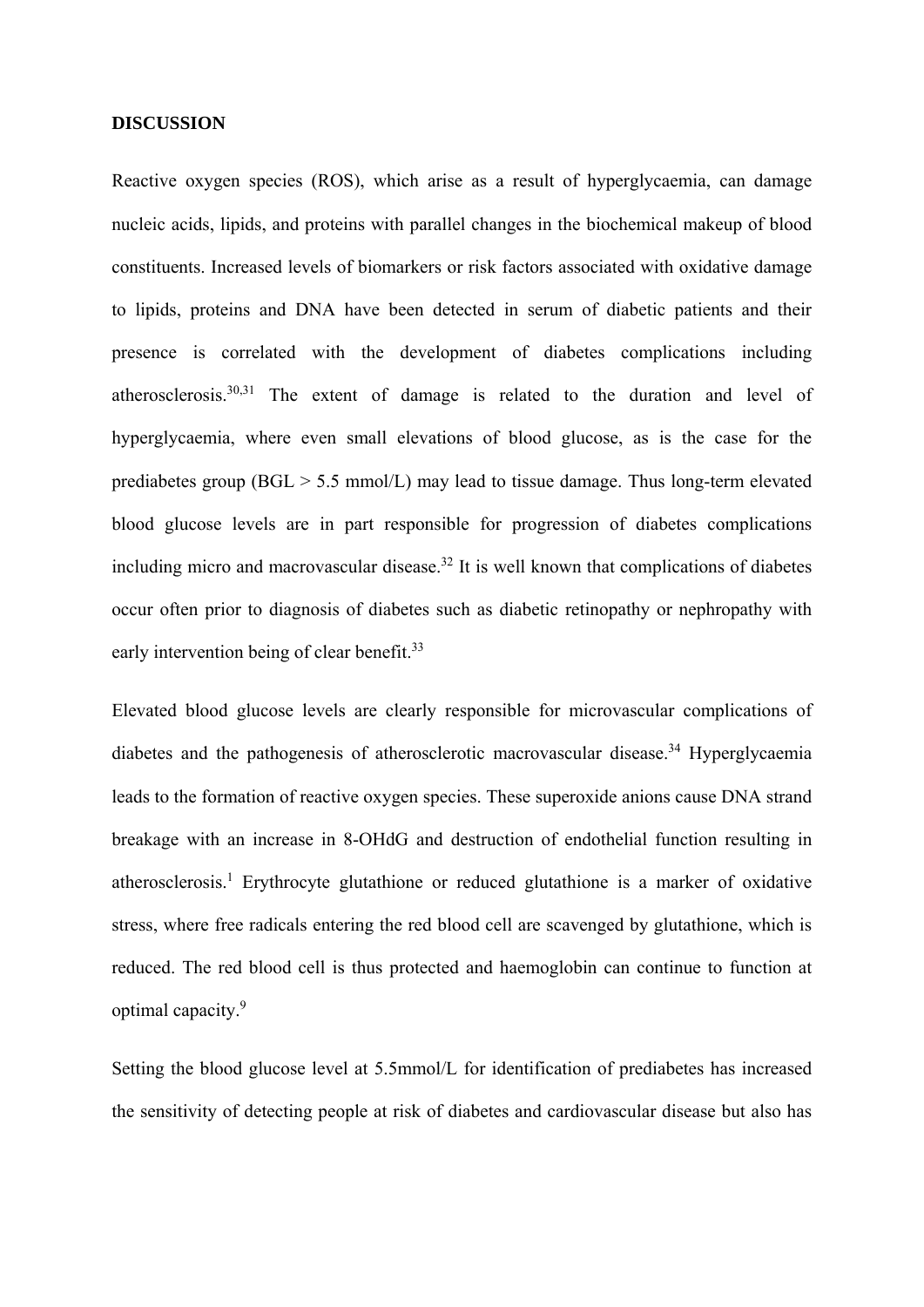**DISCUSSION**

Reactive oxygen species (ROS), which arise as a result of hyperglycaemia, can damage nucleic acids, lipids, and proteins with parallel changes in the biochemical makeup of blood constituents. Increased levels of biomarkers or risk factors associated with oxidative damage to lipids, proteins and DNA have been detected in serum of diabetic patients and their presence is correlated with the development of diabetes complications including atherosclerosis.[30,31] The extent of damage is related to the duration and level of hyperglycaemia, where even small elevations of blood glucose, as is the case for the prediabetes group (BGL > 5.5 mmol/L) may lead to tissue damage. Thus long-term elevated blood glucose levels are in part responsible for progression of diabetes complications including micro and macrovascular disease.[32] It is well known that complications of diabetes occur often prior to diagnosis of diabetes such as diabetic retinopathy or nephropathy with early intervention being of clear benefit.[33]

Elevated blood glucose levels are clearly responsible for microvascular complications of diabetes and the pathogenesis of atherosclerotic macrovascular disease.[34] Hyperglycaemia leads to the formation of reactive oxygen species. These superoxide anions cause DNA strand breakage with an increase in 8-OHdG and destruction of endothelial function resulting in atherosclerosis.[1] Erythrocyte glutathione or reduced glutathione is a marker of oxidative stress, where free radicals entering the red blood cell are scavenged by glutathione, which is reduced. The red blood cell is thus protected and haemoglobin can continue to function at optimal capacity.[9]

Setting the blood glucose level at 5.5mmol/L for identification of prediabetes has increased the sensitivity of detecting people at risk of diabetes and cardiovascular disease but also has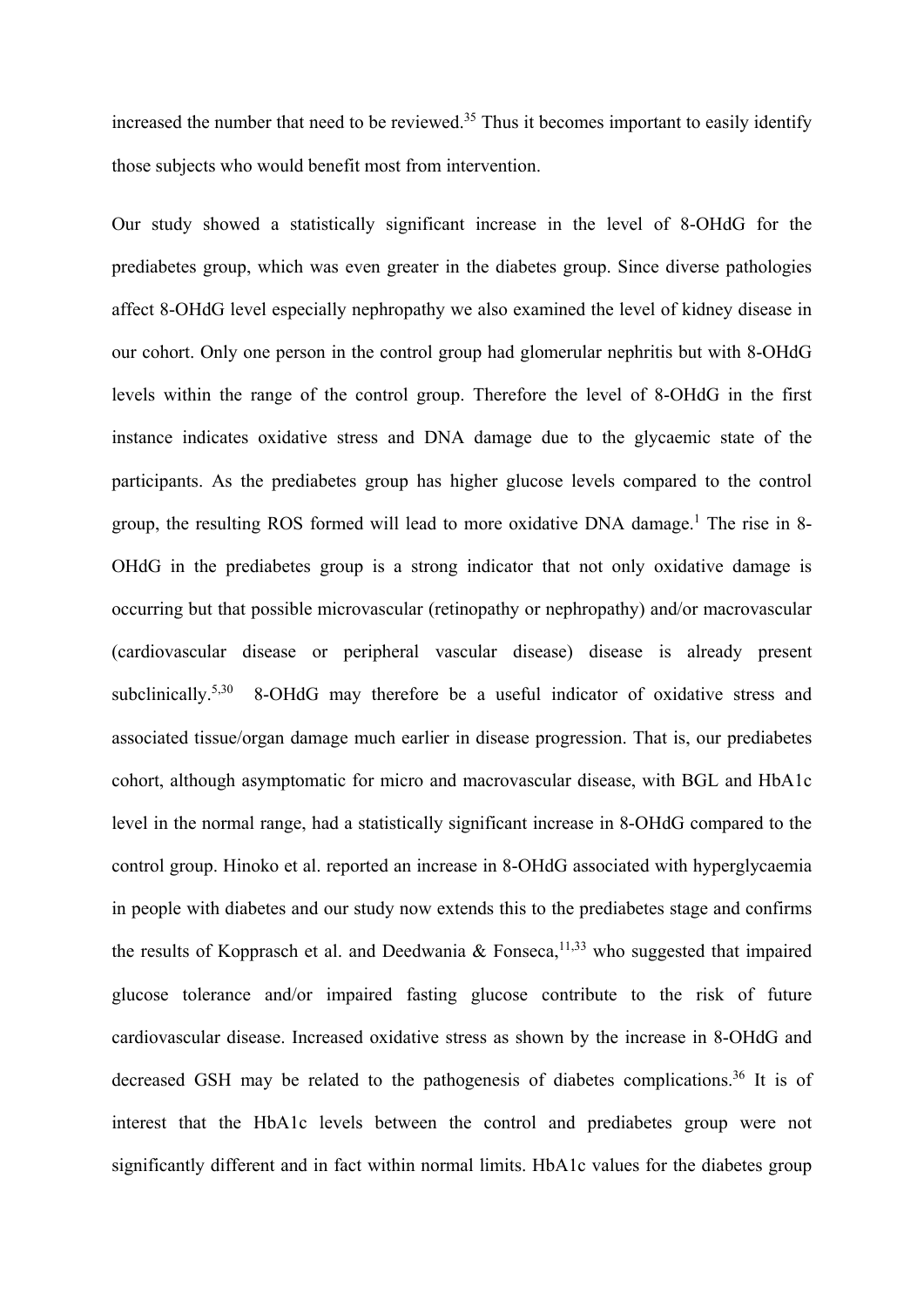increased the number that need to be reviewed.[35] Thus it becomes important to easily identify those subjects who would benefit most from intervention.

Our study showed a statistically significant increase in the level of 8-OHdG for the prediabetes group, which was even greater in the diabetes group. Since diverse pathologies affect 8-OHdG level especially nephropathy we also examined the level of kidney disease in our cohort. Only one person in the control group had glomerular nephritis but with 8-OHdG levels within the range of the control group. Therefore the level of 8-OHdG in the first instance indicates oxidative stress and DNA damage due to the glycaemic state of the participants. As the prediabetes group has higher glucose levels compared to the control group, the resulting ROS formed will lead to more oxidative DNA damage.[1] The rise in 8-OHdG in the prediabetes group is a strong indicator that not only oxidative damage is occurring but that possible microvascular (retinopathy or nephropathy) and/or macrovascular (cardiovascular disease or peripheral vascular disease) disease is already present subclinically.[5,30] 8-OHdG may therefore be a useful indicator of oxidative stress and associated tissue/organ damage much earlier in disease progression. That is, our prediabetes cohort, although asymptomatic for micro and macrovascular disease, with BGL and HbA1c level in the normal range, had a statistically significant increase in 8-OHdG compared to the control group. Hinoko et al. reported an increase in 8-OHdG associated with hyperglycaemia in people with diabetes and our study now extends this to the prediabetes stage and confirms the results of Kopprasch et al. and Deedwania & Fonseca,[11,33] who suggested that impaired glucose tolerance and/or impaired fasting glucose contribute to the risk of future cardiovascular disease. Increased oxidative stress as shown by the increase in 8-OHdG and decreased GSH may be related to the pathogenesis of diabetes complications.[36] It is of interest that the HbA1c levels between the control and prediabetes group were not significantly different and in fact within normal limits. HbA1c values for the diabetes group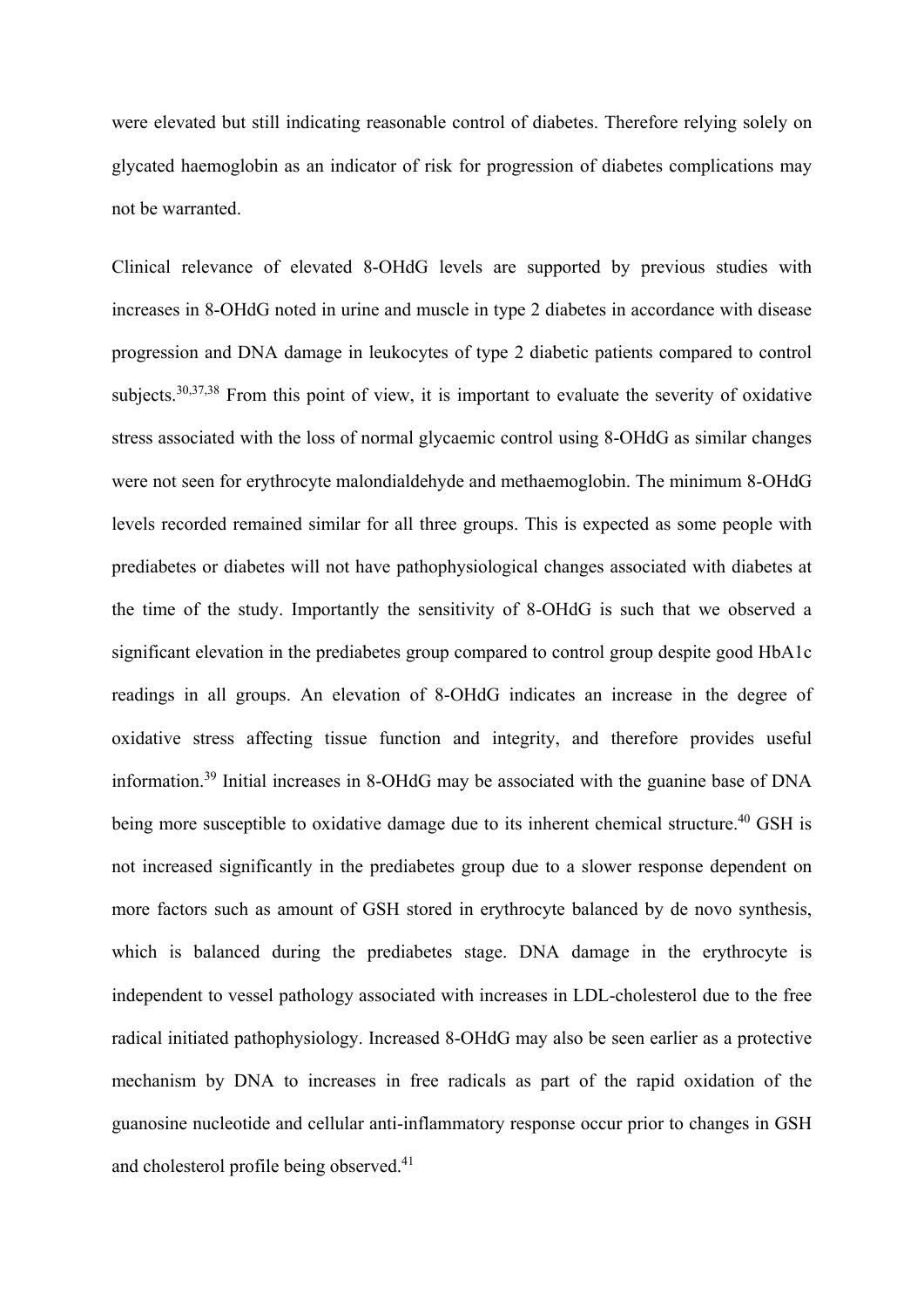were elevated but still indicating reasonable control of diabetes. Therefore relying solely on glycated haemoglobin as an indicator of risk for progression of diabetes complications may not be warranted.

Clinical relevance of elevated 8-OHdG levels are supported by previous studies with increases in 8-OHdG noted in urine and muscle in type 2 diabetes in accordance with disease progression and DNA damage in leukocytes of type 2 diabetic patients compared to control subjects.[30,37,38] From this point of view, it is important to evaluate the severity of oxidative stress associated with the loss of normal glycaemic control using 8-OHdG as similar changes were not seen for erythrocyte malondialdehyde and methaemoglobin. The minimum 8-OHdG levels recorded remained similar for all three groups. This is expected as some people with prediabetes or diabetes will not have pathophysiological changes associated with diabetes at the time of the study. Importantly the sensitivity of 8-OHdG is such that we observed a significant elevation in the prediabetes group compared to control group despite good HbA1c readings in all groups. An elevation of 8-OHdG indicates an increase in the degree of oxidative stress affecting tissue function and integrity, and therefore provides useful information.[39] Initial increases in 8-OHdG may be associated with the guanine base of DNA being more susceptible to oxidative damage due to its inherent chemical structure.[40] GSH is not increased significantly in the prediabetes group due to a slower response dependent on more factors such as amount of GSH stored in erythrocyte balanced by de novo synthesis, which is balanced during the prediabetes stage. DNA damage in the erythrocyte is independent to vessel pathology associated with increases in LDL-cholesterol due to the free radical initiated pathophysiology. Increased 8-OHdG may also be seen earlier as a protective mechanism by DNA to increases in free radicals as part of the rapid oxidation of the guanosine nucleotide and cellular anti-inflammatory response occur prior to changes in GSH and cholesterol profile being observed.[41]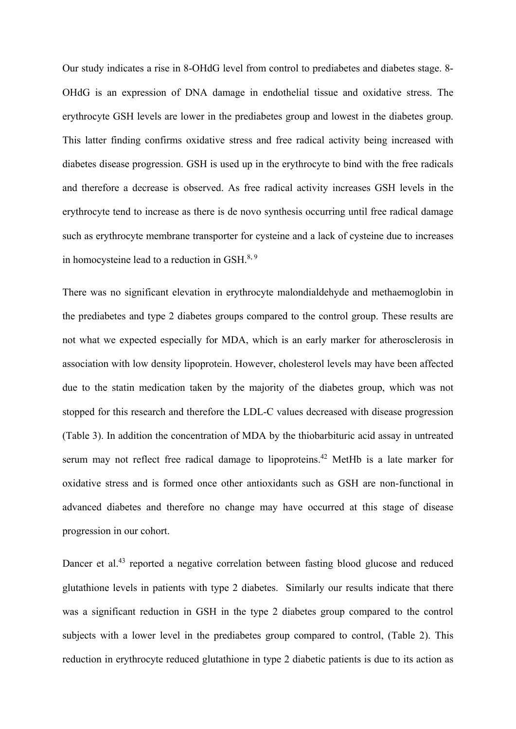Our study indicates a rise in 8-OHdG level from control to prediabetes and diabetes stage. 8-OHdG is an expression of DNA damage in endothelial tissue and oxidative stress. The erythrocyte GSH levels are lower in the prediabetes group and lowest in the diabetes group. This latter finding confirms oxidative stress and free radical activity being increased with diabetes disease progression. GSH is used up in the erythrocyte to bind with the free radicals and therefore a decrease is observed. As free radical activity increases GSH levels in the erythrocyte tend to increase as there is de novo synthesis occurring until free radical damage such as erythrocyte membrane transporter for cysteine and a lack of cysteine due to increases in homocysteine lead to a reduction in GSH.[8, 9]

There was no significant elevation in erythrocyte malondialdehyde and methaemoglobin in the prediabetes and type 2 diabetes groups compared to the control group. These results are not what we expected especially for MDA, which is an early marker for atherosclerosis in association with low density lipoprotein. However, cholesterol levels may have been affected due to the statin medication taken by the majority of the diabetes group, which was not stopped for this research and therefore the LDL-C values decreased with disease progression (Table 3). In addition the concentration of MDA by the thiobarbituric acid assay in untreated serum may not reflect free radical damage to lipoproteins.[42] MetHb is a late marker for oxidative stress and is formed once other antioxidants such as GSH are non-functional in advanced diabetes and therefore no change may have occurred at this stage of disease progression in our cohort.

Dancer et al.[43] reported a negative correlation between fasting blood glucose and reduced glutathione levels in patients with type 2 diabetes. Similarly our results indicate that there was a significant reduction in GSH in the type 2 diabetes group compared to the control subjects with a lower level in the prediabetes group compared to control, (Table 2). This reduction in erythrocyte reduced glutathione in type 2 diabetic patients is due to its action as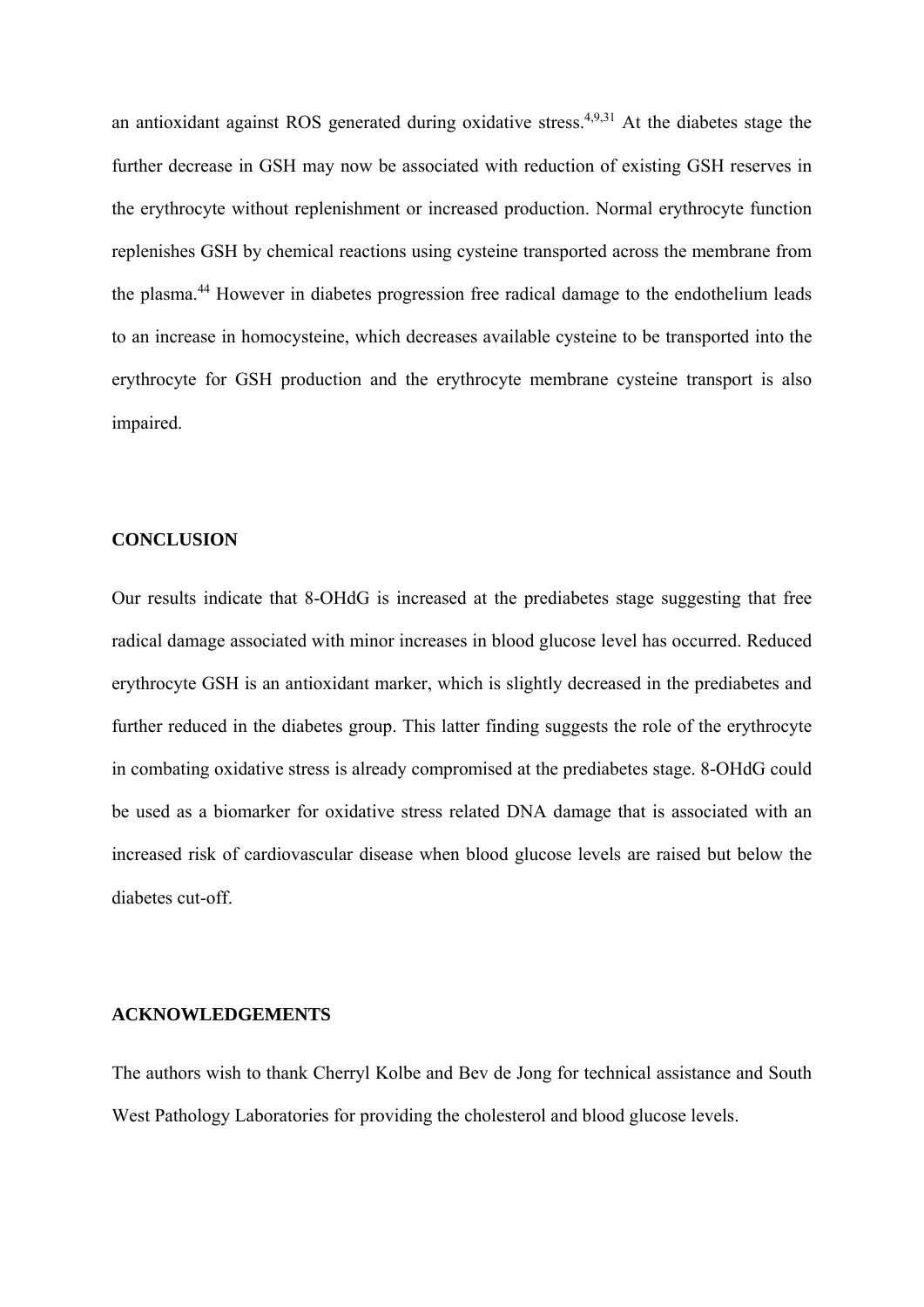an antioxidant against ROS generated during oxidative stress.[4,9,31] At the diabetes stage the further decrease in GSH may now be associated with reduction of existing GSH reserves in the erythrocyte without replenishment or increased production. Normal erythrocyte function replenishes GSH by chemical reactions using cysteine transported across the membrane from the plasma.[44] However in diabetes progression free radical damage to the endothelium leads to an increase in homocysteine, which decreases available cysteine to be transported into the erythrocyte for GSH production and the erythrocyte membrane cysteine transport is also impaired.

## CONCLUSION

Our results indicate that 8-OHdG is increased at the prediabetes stage suggesting that free radical damage associated with minor increases in blood glucose level has occurred. Reduced erythrocyte GSH is an antioxidant marker, which is slightly decreased in the prediabetes and further reduced in the diabetes group. This latter finding suggests the role of the erythrocyte in combating oxidative stress is already compromised at the prediabetes stage. 8-OHdG could be used as a biomarker for oxidative stress related DNA damage that is associated with an increased risk of cardiovascular disease when blood glucose levels are raised but below the diabetes cut-off.

## ACKNOWLEDGEMENTS

The authors wish to thank Cherryl Kolbe and Bev de Jong for technical assistance and South West Pathology Laboratories for providing the cholesterol and blood glucose levels.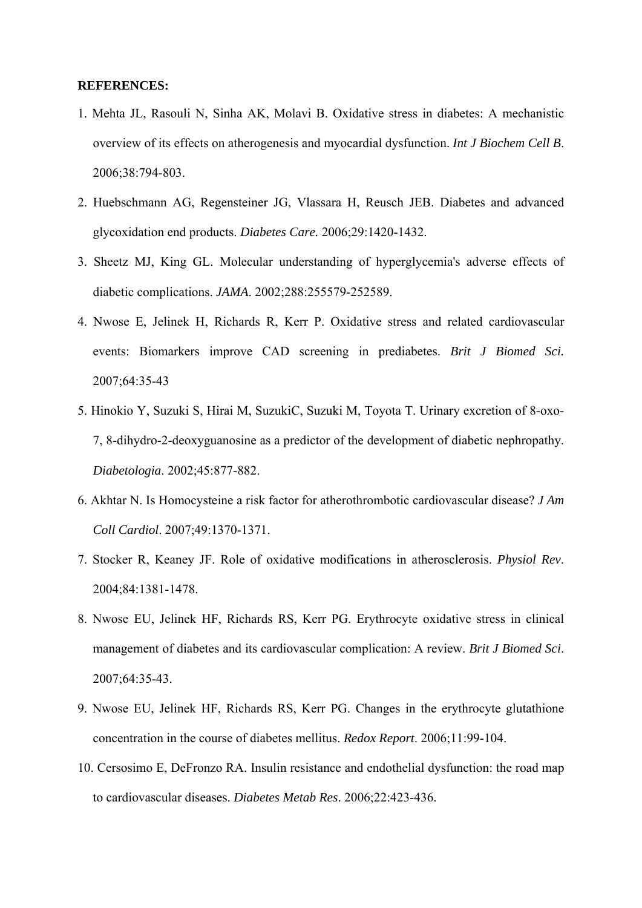**REFERENCES:**

1. Mehta JL, Rasouli N, Sinha AK, Molavi B. Oxidative stress in diabetes: A mechanistic overview of its effects on atherogenesis and myocardial dysfunction. *Int J Biochem Cell B*. 2006;38:794-803.
2. Huebschmann AG, Regensteiner JG, Vlassara H, Reusch JEB. Diabetes and advanced glycoxidation end products. *Diabetes Care.* 2006;29:1420-1432.
3. Sheetz MJ, King GL. Molecular understanding of hyperglycemia's adverse effects of diabetic complications. *JAMA*. 2002;288:255579-252589.
4. Nwose E, Jelinek H, Richards R, Kerr P. Oxidative stress and related cardiovascular events: Biomarkers improve CAD screening in prediabetes. *Brit J Biomed Sci.* 2007;64:35-43
5. Hinokio Y, Suzuki S, Hirai M, SuzukiC, Suzuki M, Toyota T. Urinary excretion of 8-oxo-7, 8-dihydro-2-deoxyguanosine as a predictor of the development of diabetic nephropathy. *Diabetologia*. 2002;45:877-882.
6. Akhtar N. Is Homocysteine a risk factor for atherothrombotic cardiovascular disease? *J Am Coll Cardiol*. 2007;49:1370-1371.
7. Stocker R, Keaney JF. Role of oxidative modifications in atherosclerosis. *Physiol Rev*. 2004;84:1381-1478.
8. Nwose EU, Jelinek HF, Richards RS, Kerr PG. Erythrocyte oxidative stress in clinical management of diabetes and its cardiovascular complication: A review. *Brit J Biomed Sci*. 2007;64:35-43.
9. Nwose EU, Jelinek HF, Richards RS, Kerr PG. Changes in the erythrocyte glutathione concentration in the course of diabetes mellitus. *Redox Report*. 2006;11:99-104.
10. Cersosimo E, DeFronzo RA. Insulin resistance and endothelial dysfunction: the road map to cardiovascular diseases. *Diabetes Metab Res*. 2006;22:423-436.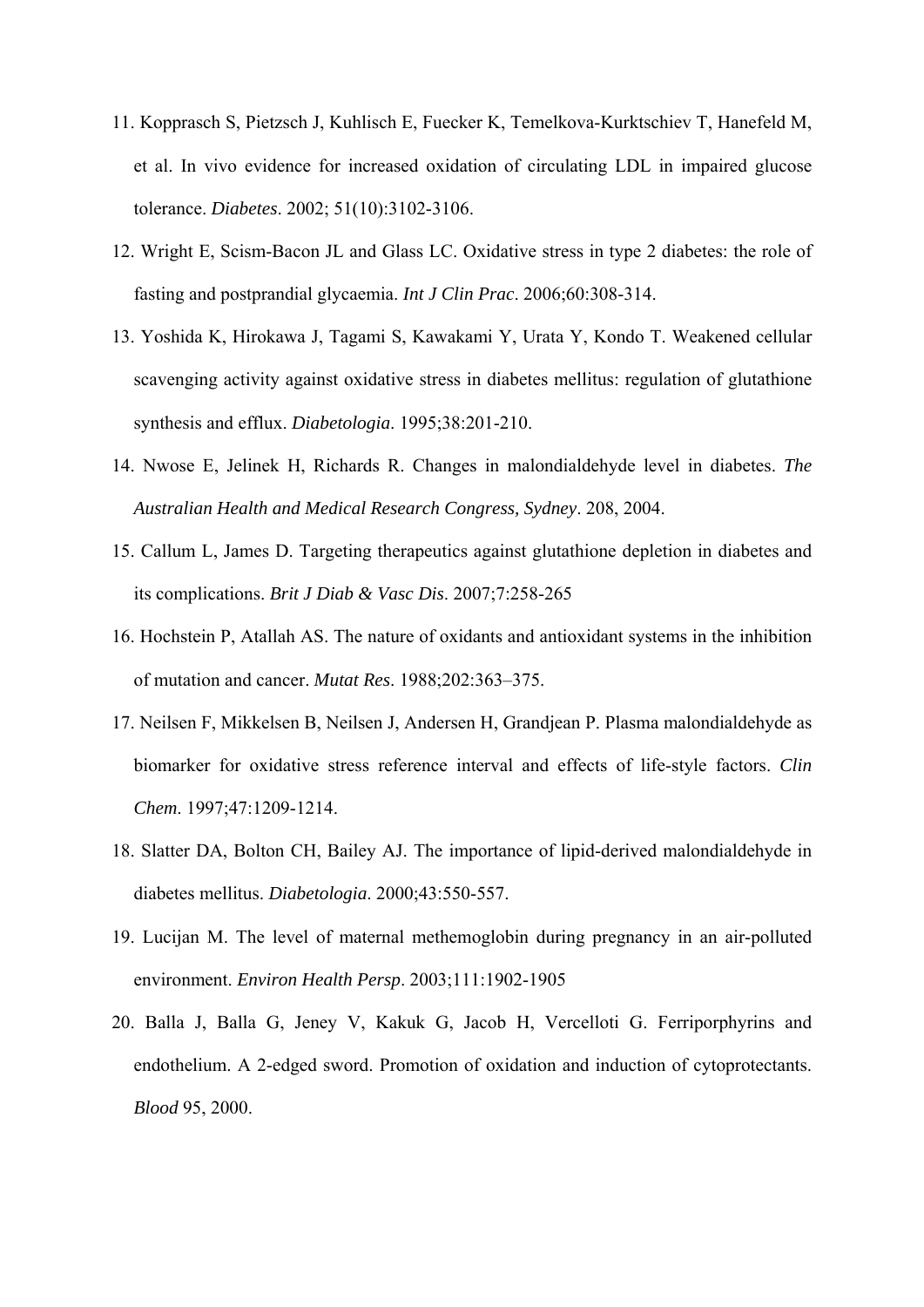11. Kopprasch S, Pietzsch J, Kuhlisch E, Fuecker K, Temelkova-Kurktschiev T, Hanefeld M, et al. In vivo evidence for increased oxidation of circulating LDL in impaired glucose tolerance. *Diabetes*. 2002; 51(10):3102-3106.
12. Wright E, Scism-Bacon JL and Glass LC. Oxidative stress in type 2 diabetes: the role of fasting and postprandial glycaemia. *Int J Clin Prac*. 2006;60:308-314.
13. Yoshida K, Hirokawa J, Tagami S, Kawakami Y, Urata Y, Kondo T. Weakened cellular scavenging activity against oxidative stress in diabetes mellitus: regulation of glutathione synthesis and efflux. *Diabetologia*. 1995;38:201-210.
14. Nwose E, Jelinek H, Richards R. Changes in malondialdehyde level in diabetes. *The Australian Health and Medical Research Congress, Sydney*. 208, 2004.
15. Callum L, James D. Targeting therapeutics against glutathione depletion in diabetes and its complications. *Brit J Diab & Vasc Dis*. 2007;7:258-265
16. Hochstein P, Atallah AS. The nature of oxidants and antioxidant systems in the inhibition of mutation and cancer. *Mutat Res*. 1988;202:363–375.
17. Neilsen F, Mikkelsen B, Neilsen J, Andersen H, Grandjean P. Plasma malondialdehyde as biomarker for oxidative stress reference interval and effects of life-style factors. *Clin Chem*. 1997;47:1209-1214.
18. Slatter DA, Bolton CH, Bailey AJ. The importance of lipid-derived malondialdehyde in diabetes mellitus. *Diabetologia*. 2000;43:550-557.
19. Lucijan M. The level of maternal methemoglobin during pregnancy in an air-polluted environment. *Environ Health Persp*. 2003;111:1902-1905
20. Balla J, Balla G, Jeney V, Kakuk G, Jacob H, Vercelloti G. Ferriporphyrins and endothelium. A 2-edged sword. Promotion of oxidation and induction of cytoprotectants. *Blood* 95, 2000.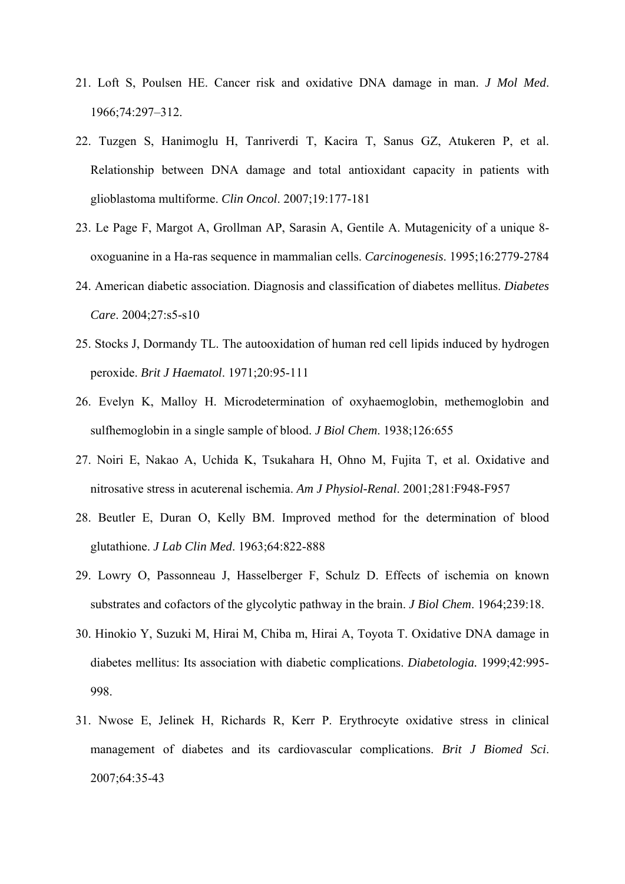21. Loft S, Poulsen HE. Cancer risk and oxidative DNA damage in man. *J Mol Med*. 1966;74:297–312.

22. Tuzgen S, Hanimoglu H, Tanriverdi T, Kacira T, Sanus GZ, Atukeren P, et al. Relationship between DNA damage and total antioxidant capacity in patients with glioblastoma multiforme. *Clin Oncol*. 2007;19:177-181

23. Le Page F, Margot A, Grollman AP, Sarasin A, Gentile A. Mutagenicity of a unique 8-oxoguanine in a Ha-ras sequence in mammalian cells. *Carcinogenesis*. 1995;16:2779-2784

24. American diabetic association. Diagnosis and classification of diabetes mellitus. *Diabetes Care*. 2004;27:s5-s10

25. Stocks J, Dormandy TL. The autooxidation of human red cell lipids induced by hydrogen peroxide. *Brit J Haematol*. 1971;20:95-111

26. Evelyn K, Malloy H. Microdetermination of oxyhaemoglobin, methemoglobin and sulfhemoglobin in a single sample of blood. *J Biol Chem*. 1938;126:655

27. Noiri E, Nakao A, Uchida K, Tsukahara H, Ohno M, Fujita T, et al. Oxidative and nitrosative stress in acuterenal ischemia. *Am J Physiol-Renal*. 2001;281:F948-F957

28. Beutler E, Duran O, Kelly BM. Improved method for the determination of blood glutathione. *J Lab Clin Med*. 1963;64:822-888

29. Lowry O, Passonneau J, Hasselberger F, Schulz D. Effects of ischemia on known substrates and cofactors of the glycolytic pathway in the brain. *J Biol Chem*. 1964;239:18.

30. Hinokio Y, Suzuki M, Hirai M, Chiba m, Hirai A, Toyota T. Oxidative DNA damage in diabetes mellitus: Its association with diabetic complications. *Diabetologia.* 1999;42:995-998.

31. Nwose E, Jelinek H, Richards R, Kerr P. Erythrocyte oxidative stress in clinical management of diabetes and its cardiovascular complications. *Brit J Biomed Sci*. 2007;64:35-43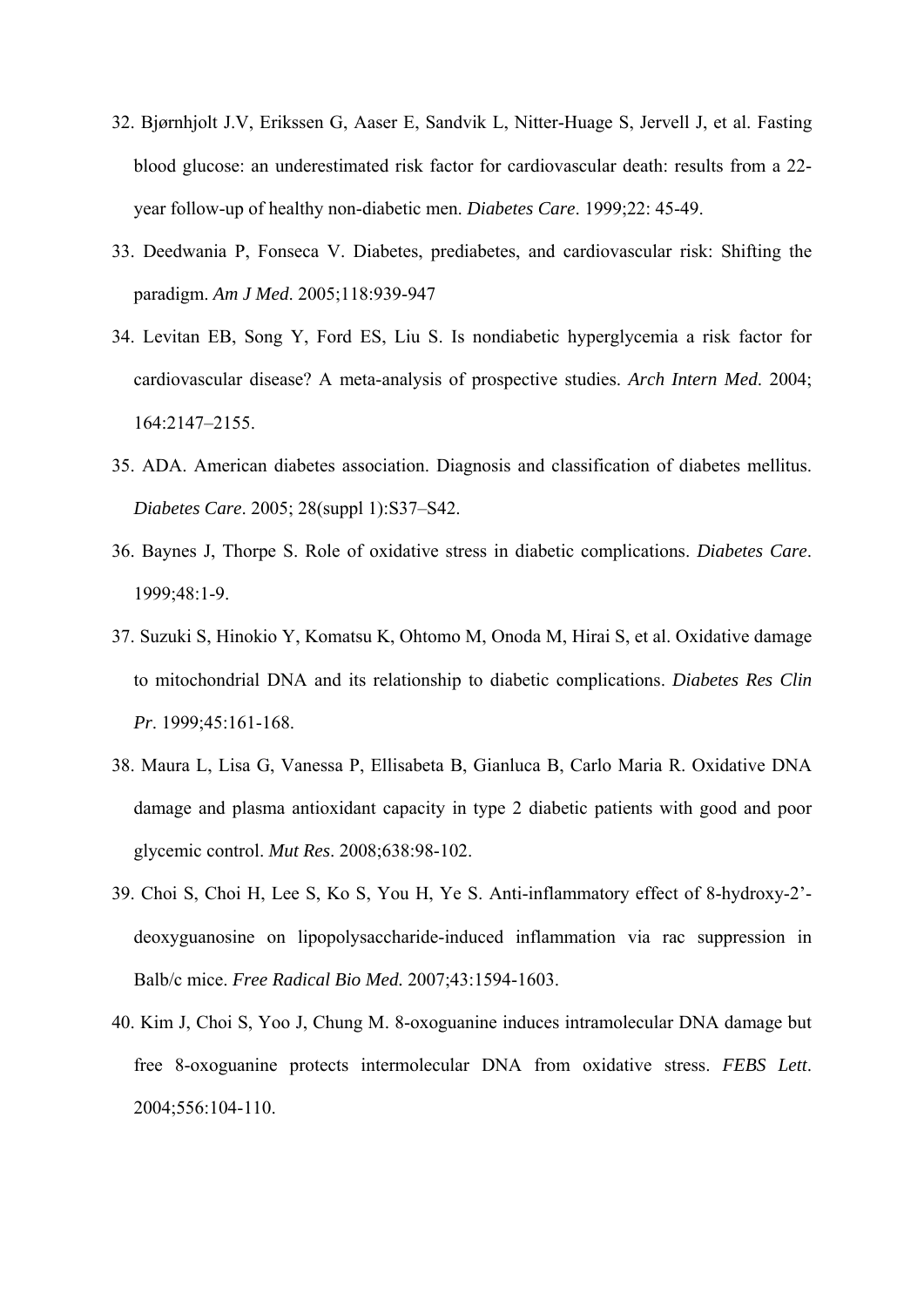32. Bjørnhjolt J.V, Erikssen G, Aaser E, Sandvik L, Nitter-Huage S, Jervell J, et al. Fasting blood glucose: an underestimated risk factor for cardiovascular death: results from a 22-year follow-up of healthy non-diabetic men. *Diabetes Care*. 1999;22: 45-49.
33. Deedwania P, Fonseca V. Diabetes, prediabetes, and cardiovascular risk: Shifting the paradigm. *Am J Med*. 2005;118:939-947
34. Levitan EB, Song Y, Ford ES, Liu S. Is nondiabetic hyperglycemia a risk factor for cardiovascular disease? A meta-analysis of prospective studies. *Arch Intern Med.* 2004; 164:2147–2155.
35. ADA. American diabetes association. Diagnosis and classification of diabetes mellitus. *Diabetes Care*. 2005; 28(suppl 1):S37–S42.
36. Baynes J, Thorpe S. Role of oxidative stress in diabetic complications. *Diabetes Care*. 1999;48:1-9.
37. Suzuki S, Hinokio Y, Komatsu K, Ohtomo M, Onoda M, Hirai S, et al. Oxidative damage to mitochondrial DNA and its relationship to diabetic complications. *Diabetes Res Clin Pr*. 1999;45:161-168.
38. Maura L, Lisa G, Vanessa P, Ellisabeta B, Gianluca B, Carlo Maria R. Oxidative DNA damage and plasma antioxidant capacity in type 2 diabetic patients with good and poor glycemic control. *Mut Res*. 2008;638:98-102.
39. Choi S, Choi H, Lee S, Ko S, You H, Ye S. Anti-inflammatory effect of 8-hydroxy-2'-deoxyguanosine on lipopolysaccharide-induced inflammation via rac suppression in Balb/c mice. *Free Radical Bio Med.* 2007;43:1594-1603.
40. Kim J, Choi S, Yoo J, Chung M. 8-oxoguanine induces intramolecular DNA damage but free 8-oxoguanine protects intermolecular DNA from oxidative stress. *FEBS Lett*. 2004;556:104-110.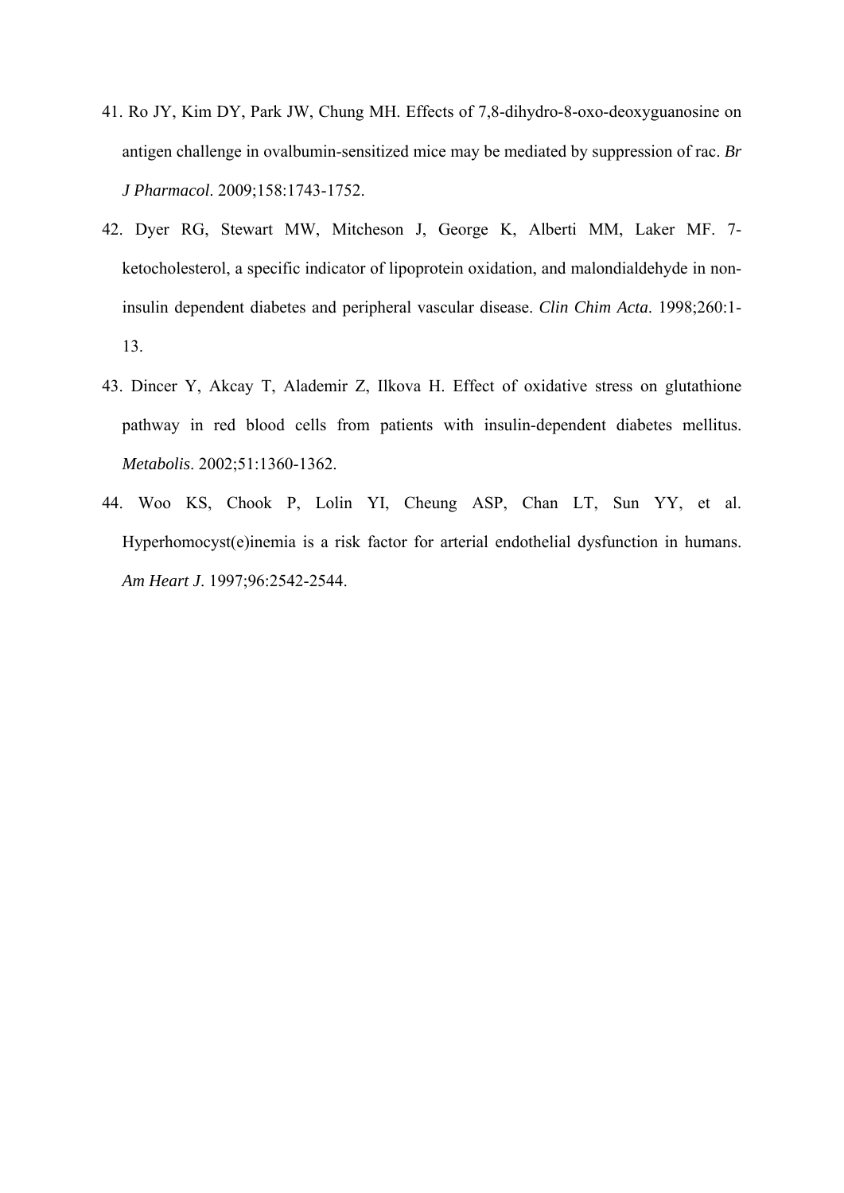41. Ro JY, Kim DY, Park JW, Chung MH. Effects of 7,8-dihydro-8-oxo-deoxyguanosine on antigen challenge in ovalbumin-sensitized mice may be mediated by suppression of rac. *Br J Pharmacol*. 2009;158:1743-1752.

42. Dyer RG, Stewart MW, Mitcheson J, George K, Alberti MM, Laker MF. 7-ketocholesterol, a specific indicator of lipoprotein oxidation, and malondialdehyde in non-insulin dependent diabetes and peripheral vascular disease. *Clin Chim Acta*. 1998;260:1-13.

43. Dincer Y, Akcay T, Alademir Z, Ilkova H. Effect of oxidative stress on glutathione pathway in red blood cells from patients with insulin-dependent diabetes mellitus. *Metabolis*. 2002;51:1360-1362.

44. Woo KS, Chook P, Lolin YI, Cheung ASP, Chan LT, Sun YY, et al. Hyperhomocyst(e)inemia is a risk factor for arterial endothelial dysfunction in humans. *Am Heart J*. 1997;96:2542-2544.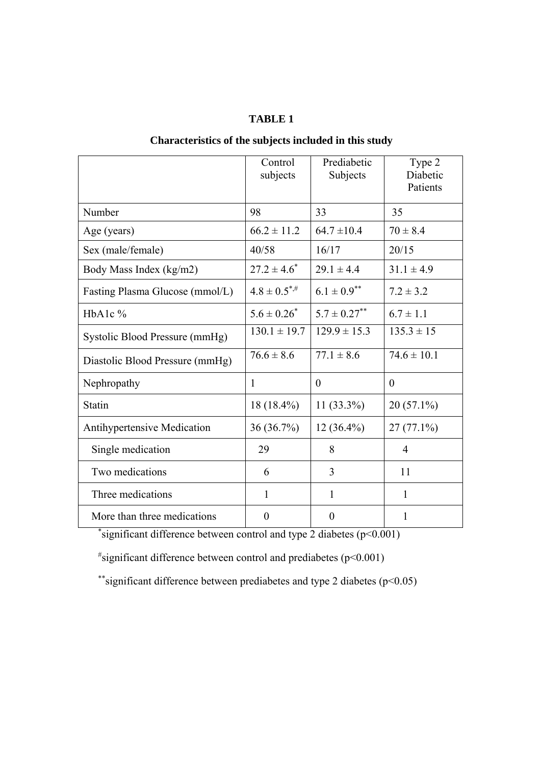**TABLE 1**

**Characteristics of the subjects included in this study**

| | Control subjects | Prediabetic Subjects | Type 2 Diabetic Patients |
|---|---|---|---|
| Number | 98 | 33 | 35 |
| Age (years) | 66.2 ± 11.2 | 64.7 ±10.4 | 70 ± 8.4 |
| Sex (male/female) | 40/58 | 16/17 | 20/15 |
| Body Mass Index (kg/m2) | 27.2 ± 4.6* | 29.1 ± 4.4 | 31.1 ± 4.9 |
| Fasting Plasma Glucose (mmol/L) | 4.8 ± 0.5*,# | 6.1 ± 0.9** | 7.2 ± 3.2 |
| HbA1c % | 5.6 ± 0.26* | 5.7 ± 0.27** | 6.7 ± 1.1 |
| Systolic Blood Pressure (mmHg) | 130.1 ± 19.7 | 129.9 ± 15.3 | 135.3 ± 15 |
| Diastolic Blood Pressure (mmHg) | 76.6 ± 8.6 | 77.1 ± 8.6 | 74.6 ± 10.1 |
| Nephropathy | 1 | 0 | 0 |
| Statin | 18 (18.4%) | 11 (33.3%) | 20 (57.1%) |
| Antihypertensive Medication | 36 (36.7%) | 12 (36.4%) | 27 (77.1%) |
| Single medication | 29 | 8 | 4 |
| Two medications | 6 | 3 | 11 |
| Three medications | 1 | 1 | 1 |
| More than three medications | 0 | 0 | 1 |

*significant difference between control and type 2 diabetes ($p<0.001$)

#significant difference between control and prediabetes ($p<0.001$)

**significant difference between prediabetes and type 2 diabetes ($p<0.05$)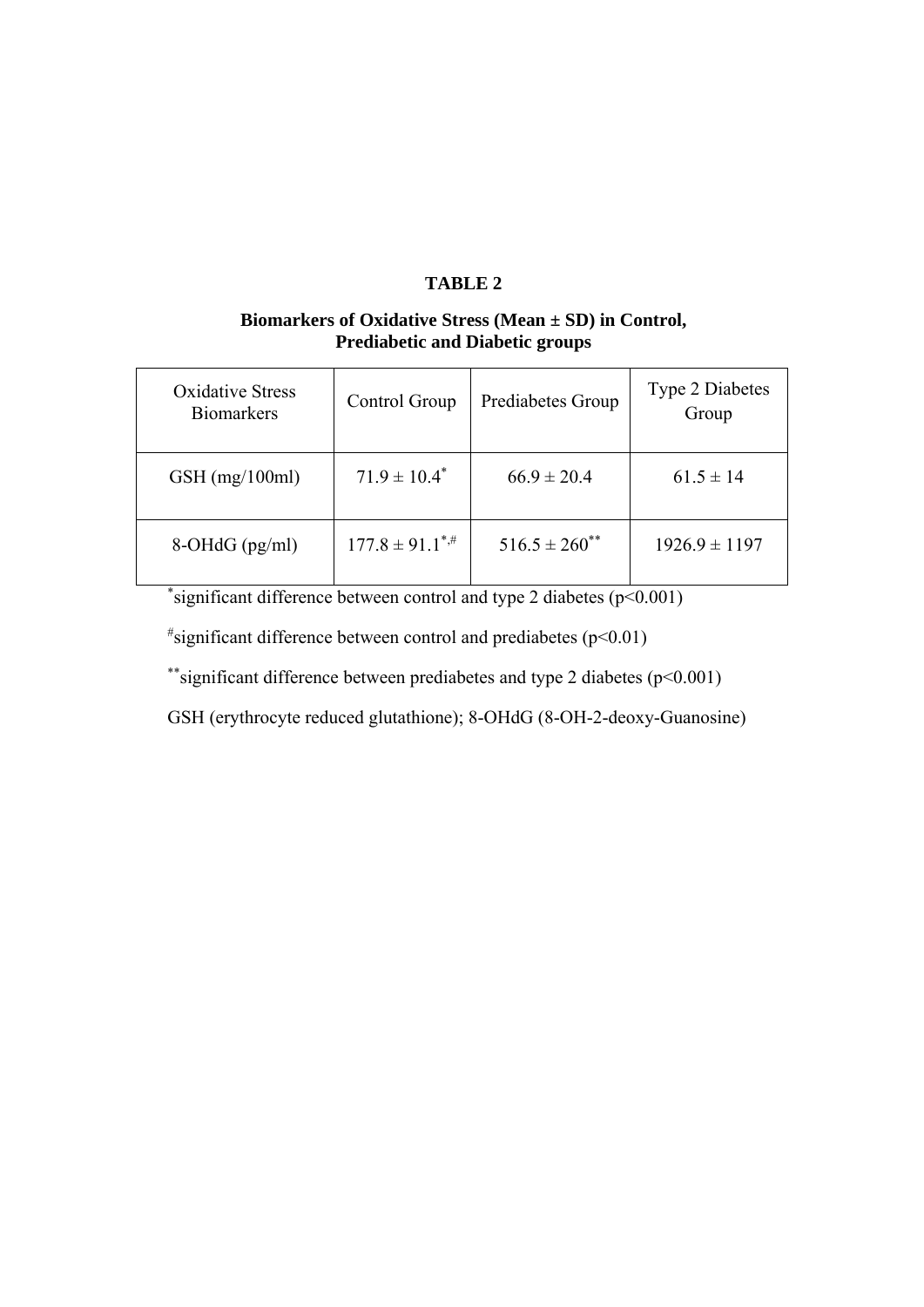## TABLE 2

**Biomarkers of Oxidative Stress (Mean ± SD) in Control, Prediabetic and Diabetic groups**

| Oxidative Stress Biomarkers | Control Group | Prediabetes Group | Type 2 Diabetes Group |
|---|---|---|---|
| GSH (mg/100ml) | 71.9 ± 10.4[*] | 66.9 ± 20.4 | 61.5 ± 14 |
| 8-OHdG (pg/ml) | 177.8 ± 91.1[*,#] | 516.5 ± 260[**] | 1926.9 ± 1197 |

[*]significant difference between control and type 2 diabetes ($p<0.001$)

[#]significant difference between control and prediabetes ($p<0.01$)

[**]significant difference between prediabetes and type 2 diabetes ($p<0.001$)

GSH (erythrocyte reduced glutathione); 8-OHdG (8-OH-2-deoxy-Guanosine)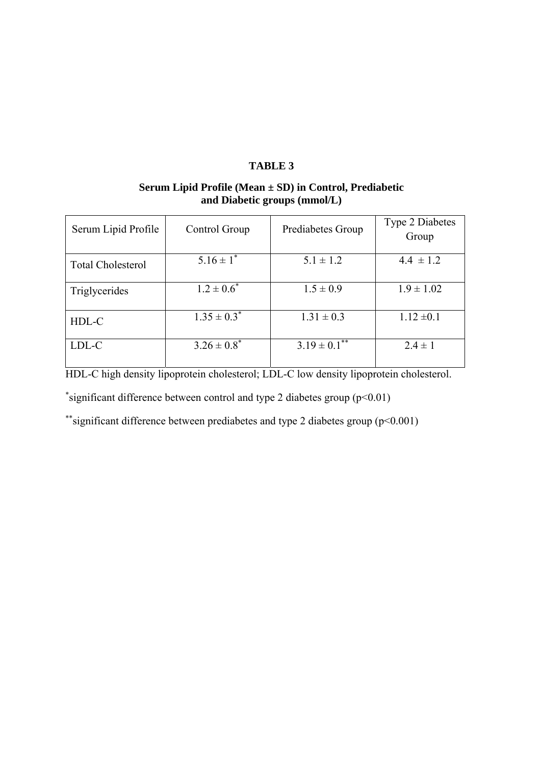**TABLE 3**

**Serum Lipid Profile (Mean ± SD) in Control, Prediabetic and Diabetic groups (mmol/L)**

| Serum Lipid Profile | Control Group | Prediabetes Group | Type 2 Diabetes Group |
|---|---|---|---|
| Total Cholesterol | 5.16 ± 1* | 5.1 ± 1.2 | 4.4 ± 1.2 |
| Triglycerides | 1.2 ± 0.6* | 1.5 ± 0.9 | 1.9 ± 1.02 |
| HDL-C | 1.35 ± 0.3* | 1.31 ± 0.3 | 1.12 ±0.1 |
| LDL-C | 3.26 ± 0.8* | 3.19 ± 0.1** | 2.4 ± 1 |

HDL-C high density lipoprotein cholesterol; LDL-C low density lipoprotein cholesterol.

*significant difference between control and type 2 diabetes group ($p<0.01$)

**significant difference between prediabetes and type 2 diabetes group ($p<0.001$)